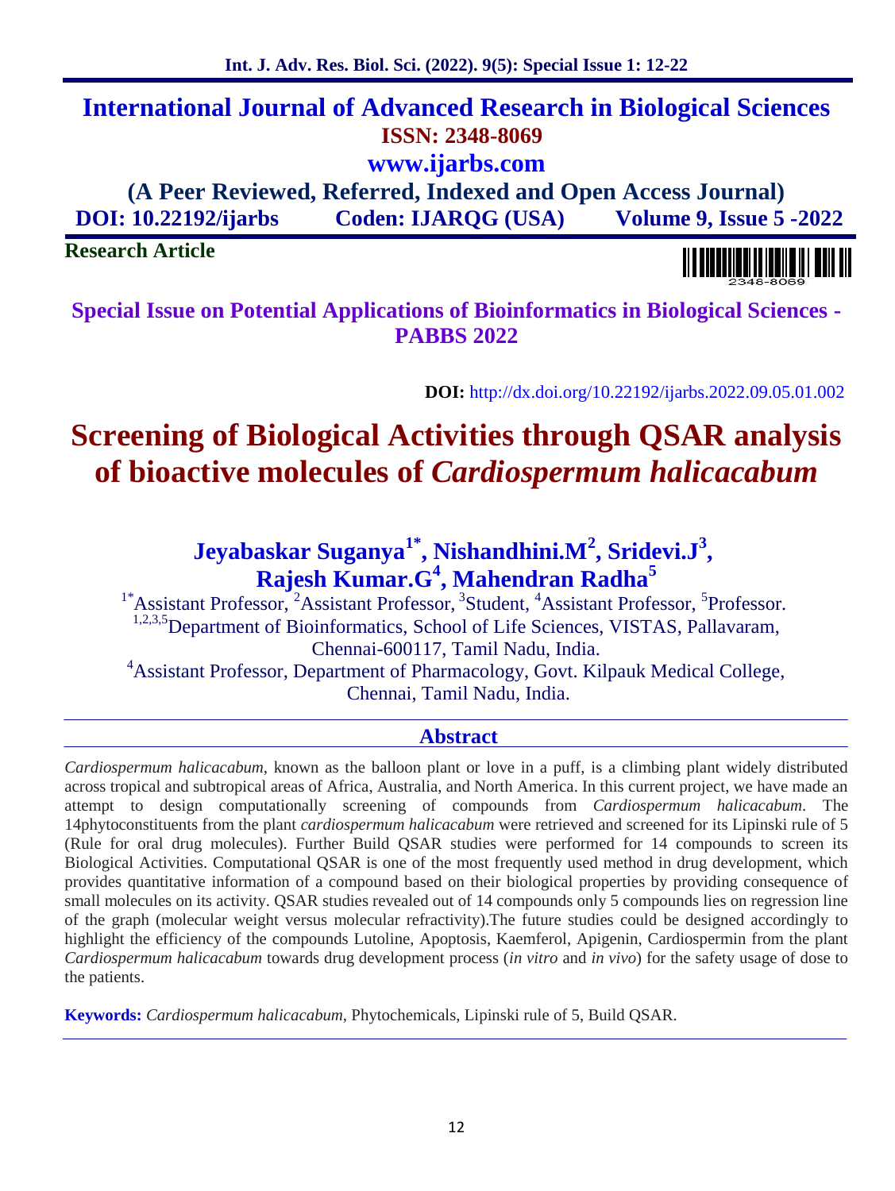# International Journal of Advanced Research in Biological Sciences

**ISSN: 2348-8069**

**www.ijarbs.com**

**(A Peer Reviewed, Referred, Indexed and Open Access Journal)**

**DOI: 10.22192/ijarbs    Coden: IJARQG (USA)    Volume 9, Issue 5 -2022**

**Research Article**

**Special Issue on Potential Applications of Bioinformatics in Biological Sciences - PABBS 2022**

**DOI:** http://dx.doi.org/10.22192/ijarbs.2022.09.05.01.002

# Screening of Biological Activities through QSAR analysis of bioactive molecules of *Cardiospermum halicacabum*

**Jeyabaskar Suganya[1*], Nishandhini.M[2], Sridevi.J[3], Rajesh Kumar.G[4], Mahendran Radha[5]**

[1*]Assistant Professor, [2]Assistant Professor, [3]Student, [4]Assistant Professor, [5]Professor.

[1,2,3,5]Department of Bioinformatics, School of Life Sciences, VISTAS, Pallavaram, Chennai-600117, Tamil Nadu, India.

[4]Assistant Professor, Department of Pharmacology, Govt. Kilpauk Medical College, Chennai, Tamil Nadu, India.

## Abstract

*Cardiospermum halicacabum*, known as the balloon plant or love in a puff, is a climbing plant widely distributed across tropical and subtropical areas of Africa, Australia, and North America. In this current project, we have made an attempt to design computationally screening of compounds from *Cardiospermum halicacabum*. The 14phytoconstituents from the plant *cardiospermum halicacabum* were retrieved and screened for its Lipinski rule of 5 (Rule for oral drug molecules). Further Build QSAR studies were performed for 14 compounds to screen its Biological Activities. Computational QSAR is one of the most frequently used method in drug development, which provides quantitative information of a compound based on their biological properties by providing consequence of small molecules on its activity. QSAR studies revealed out of 14 compounds only 5 compounds lies on regression line of the graph (molecular weight versus molecular refractivity).The future studies could be designed accordingly to highlight the efficiency of the compounds Lutoline, Apoptosis, Kaemferol, Apigenin, Cardiospermin from the plant *Cardiospermum halicacabum* towards drug development process (*in vitro* and *in vivo*) for the safety usage of dose to the patients.

**Keywords:** *Cardiospermum halicacabum*, Phytochemicals, Lipinski rule of 5, Build QSAR.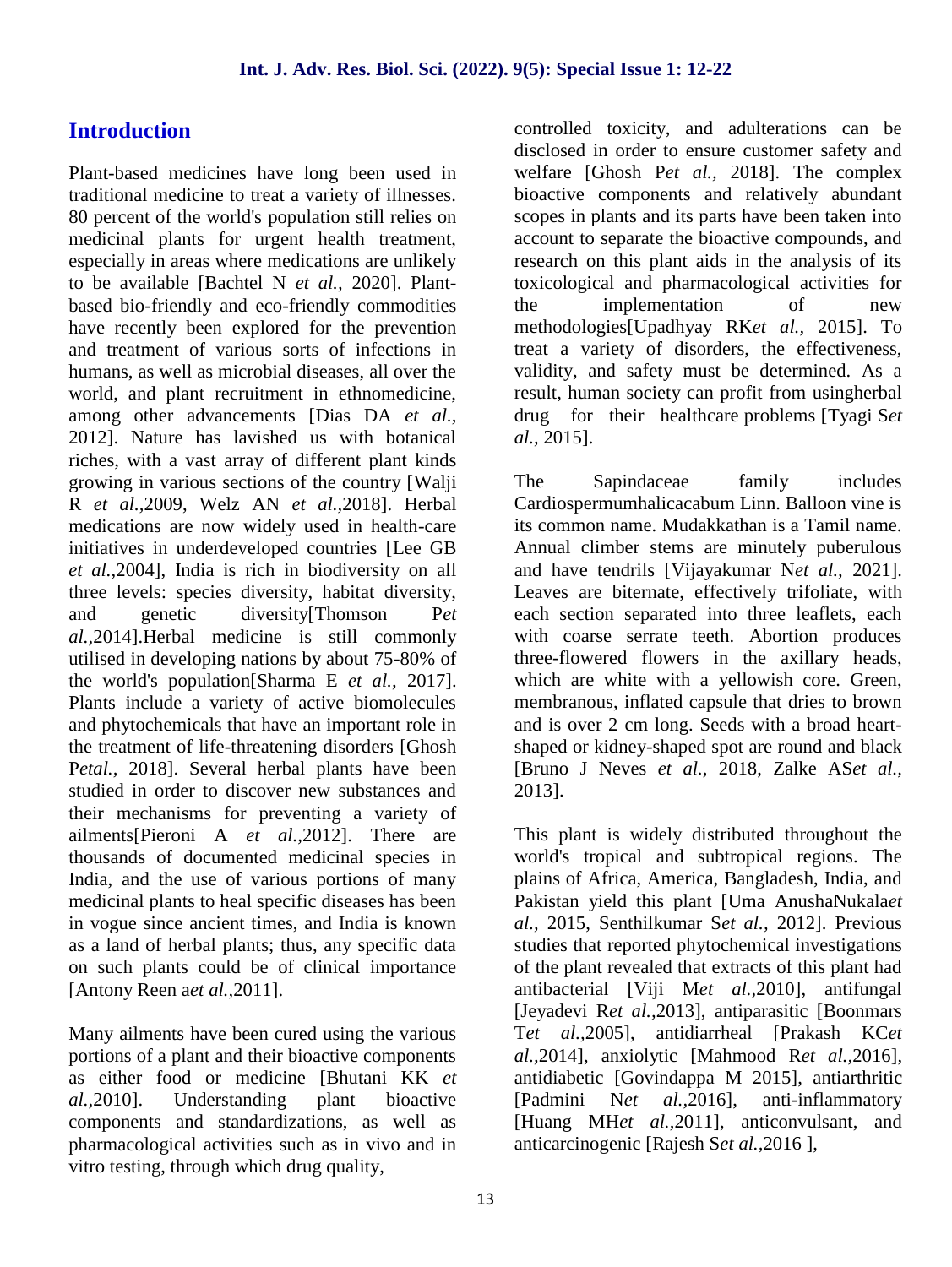## Introduction

Plant-based medicines have long been used in traditional medicine to treat a variety of illnesses. 80 percent of the world's population still relies on medicinal plants for urgent health treatment, especially in areas where medications are unlikely to be available [Bachtel N *et al.,* 2020]. Plant-based bio-friendly and eco-friendly commodities have recently been explored for the prevention and treatment of various sorts of infections in humans, as well as microbial diseases, all over the world, and plant recruitment in ethnomedicine, among other advancements [Dias DA *et al.*, 2012]. Nature has lavished us with botanical riches, with a vast array of different plant kinds growing in various sections of the country [Walji R *et al.*,2009, Welz AN *et al.*,2018]. Herbal medications are now widely used in health-care initiatives in underdeveloped countries [Lee GB *et al.*,2004], India is rich in biodiversity on all three levels: species diversity, habitat diversity, and genetic diversity[Thomson P*et al.*,2014].Herbal medicine is still commonly utilised in developing nations by about 75-80% of the world's population[Sharma E *et al.,* 2017]. Plants include a variety of active biomolecules and phytochemicals that have an important role in the treatment of life-threatening disorders [Ghosh P*etal.,* 2018]. Several herbal plants have been studied in order to discover new substances and their mechanisms for preventing a variety of ailments[Pieroni A *et al.*,2012]. There are thousands of documented medicinal species in India, and the use of various portions of many medicinal plants to heal specific diseases has been in vogue since ancient times, and India is known as a land of herbal plants; thus, any specific data on such plants could be of clinical importance [Antony Reen a*et al.*,2011].

Many ailments have been cured using the various portions of a plant and their bioactive components as either food or medicine [Bhutani KK *et al.*,2010]. Understanding plant bioactive components and standardizations, as well as pharmacological activities such as in vivo and in vitro testing, through which drug quality, controlled toxicity, and adulterations can be disclosed in order to ensure customer safety and welfare [Ghosh P*et al.,* 2018]. The complex bioactive components and relatively abundant scopes in plants and its parts have been taken into account to separate the bioactive compounds, and research on this plant aids in the analysis of its toxicological and pharmacological activities for the implementation of new methodologies[Upadhyay RK*et al.,* 2015]. To treat a variety of disorders, the effectiveness, validity, and safety must be determined. As a result, human society can profit from usingherbal drug for their healthcare problems [Tyagi S*et al.*, 2015].

The Sapindaceae family includes Cardiospermumhalicacabum Linn. Balloon vine is its common name. Mudakkathan is a Tamil name. Annual climber stems are minutely puberulous and have tendrils [Vijayakumar N*et al.,* 2021]. Leaves are biternate, effectively trifoliate, with each section separated into three leaflets, each with coarse serrate teeth. Abortion produces three-flowered flowers in the axillary heads, which are white with a yellowish core. Green, membranous, inflated capsule that dries to brown and is over 2 cm long. Seeds with a broad heart-shaped or kidney-shaped spot are round and black [Bruno J Neves *et al.,* 2018, Zalke AS*et al.,* 2013].

This plant is widely distributed throughout the world's tropical and subtropical regions. The plains of Africa, America, Bangladesh, India, and Pakistan yield this plant [Uma AnushaNukala*et al.,* 2015, Senthilkumar S*et al.,* 2012]. Previous studies that reported phytochemical investigations of the plant revealed that extracts of this plant had antibacterial [Viji M*et al.*,2010], antifungal [Jeyadevi R*et al.*,2013], antiparasitic [Boonmars T*et al.*,2005], antidiarrheal [Prakash KC*et al.*,2014], anxiolytic [Mahmood R*et al.*,2016], antidiabetic [Govindappa M 2015], antiarthritic [Padmini N*et al.*,2016], anti-inflammatory [Huang MH*et al.*,2011], anticonvulsant, and anticarcinogenic [Rajesh S*et al.*,2016 ],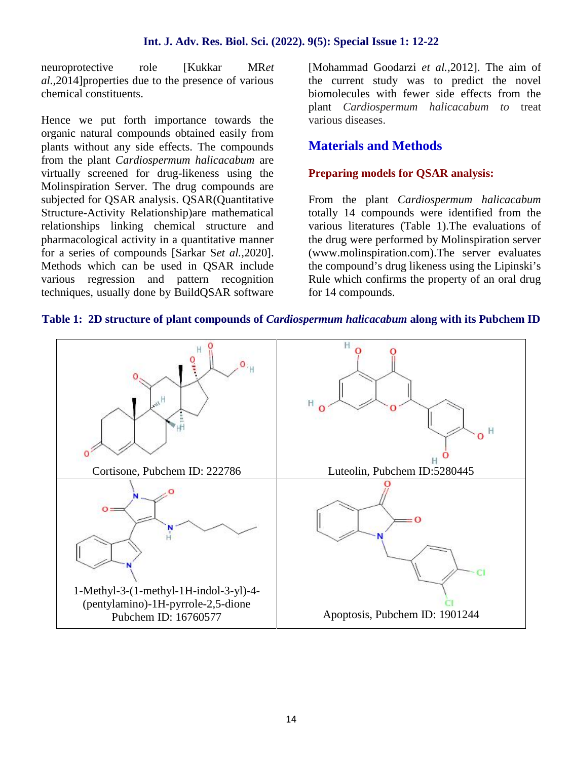neuroprotective role [Kukkar MR*et al.*,2014]properties due to the presence of various chemical constituents.

Hence we put forth importance towards the organic natural compounds obtained easily from plants without any side effects. The compounds from the plant *Cardiospermum halicacabum* are virtually screened for drug-likeness using the Molinspiration Server. The drug compounds are subjected for QSAR analysis. QSAR(Quantitative Structure-Activity Relationship)are mathematical relationships linking chemical structure and pharmacological activity in a quantitative manner for a series of compounds [Sarkar S*et al.*,2020]. Methods which can be used in QSAR include various regression and pattern recognition techniques, usually done by BuildQSAR software [Mohammad Goodarzi *et al.*,2012]. The aim of the current study was to predict the novel biomolecules with fewer side effects from the plant *Cardiospermum halicacabum to* treat various diseases.

## Materials and Methods

### Preparing models for QSAR analysis:

From the plant *Cardiospermum halicacabum* totally 14 compounds were identified from the various literatures (Table 1).The evaluations of the drug were performed by Molinspiration server (www.molinspiration.com).The server evaluates the compound's drug likeness using the Lipinski's Rule which confirms the property of an oral drug for 14 compounds.

**Table 1: 2D structure of plant compounds of *Cardiospermum halicacabum* along with its Pubchem ID**

| | |
|---|---|
| Cortisone, Pubchem ID: 222786 | Luteolin, Pubchem ID:5280445 |
| 1-Methyl-3-(1-methyl-1H-indol-3-yl)-4-(pentylamino)-1H-pyrrole-2,5-dione Pubchem ID: 16760577 | Apoptosis, Pubchem ID: 1901244 |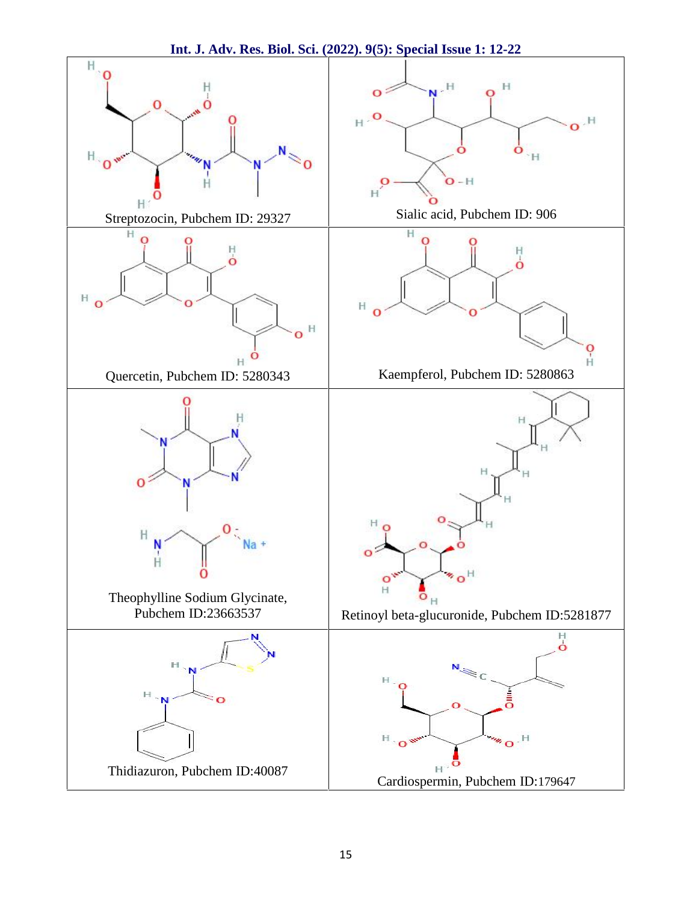| | |
|---|---|
| Streptozocin, Pubchem ID: 29327 | Sialic acid, Pubchem ID: 906 |
| Quercetin, Pubchem ID: 5280343 | Kaempferol, Pubchem ID: 5280863 |
| Theophylline Sodium Glycinate, Pubchem ID:23663537 | Retinoyl beta-glucuronide, Pubchem ID:5281877 |
| Thidiazuron, Pubchem ID:40087 | Cardiospermin, Pubchem ID:179647 |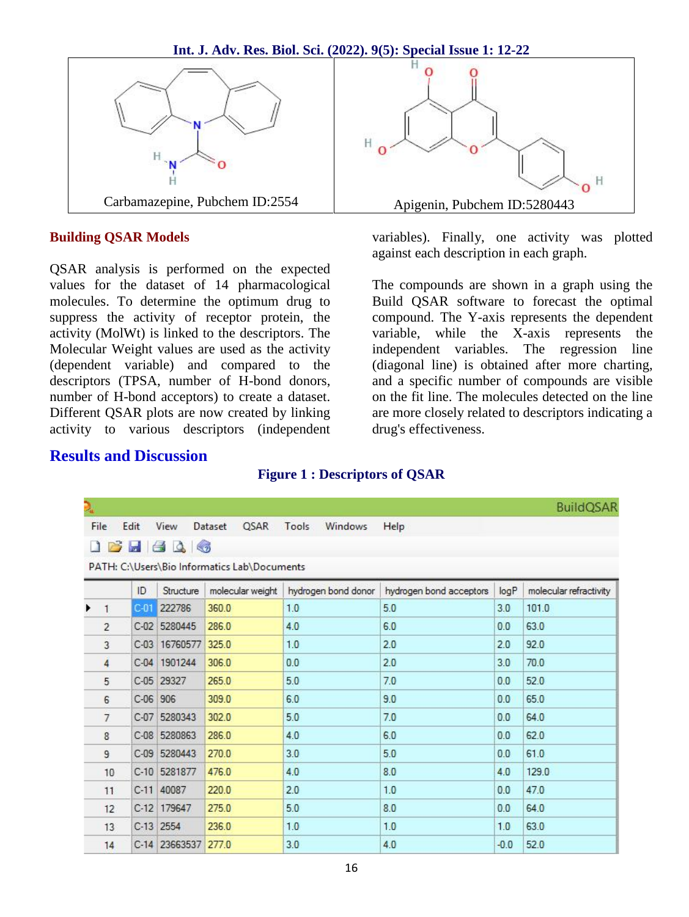Carbamazepine, Pubchem ID:2554

Apigenin, Pubchem ID:5280443

### Building QSAR Models

QSAR analysis is performed on the expected values for the dataset of 14 pharmacological molecules. To determine the optimum drug to suppress the activity of receptor protein, the activity (MolWt) is linked to the descriptors. The Molecular Weight values are used as the activity (dependent variable) and compared to the descriptors (TPSA, number of H-bond donors, number of H-bond acceptors) to create a dataset. Different QSAR plots are now created by linking activity to various descriptors (independent variables). Finally, one activity was plotted against each description in each graph.

The compounds are shown in a graph using the Build QSAR software to forecast the optimal compound. The Y-axis represents the dependent variable, while the X-axis represents the independent variables. The regression line (diagonal line) is obtained after more charting, and a specific number of compounds are visible on the fit line. The molecules detected on the line are more closely related to descriptors indicating a drug's effectiveness.

## Results and Discussion

**Figure 1 : Descriptors of QSAR**

BuildQSAR

File Edit View Dataset QSAR Tools Windows Help

PATH: C:\Users\Bio Informatics Lab\Documents

| | ID | Structure | molecular weight | hydrogen bond donor | hydrogen bond acceptors | logP | molecular refractivity |
|---|---|---|---|---|---|---|---|
| 1 | C-01 | 222786 | 360.0 | 1.0 | 5.0 | 3.0 | 101.0 |
| 2 | C-02 | 5280445 | 286.0 | 4.0 | 6.0 | 0.0 | 63.0 |
| 3 | C-03 | 16760577 | 325.0 | 1.0 | 2.0 | 2.0 | 92.0 |
| 4 | C-04 | 1901244 | 306.0 | 0.0 | 2.0 | 3.0 | 70.0 |
| 5 | C-05 | 29327 | 265.0 | 5.0 | 7.0 | 0.0 | 52.0 |
| 6 | C-06 | 906 | 309.0 | 6.0 | 9.0 | 0.0 | 65.0 |
| 7 | C-07 | 5280343 | 302.0 | 5.0 | 7.0 | 0.0 | 64.0 |
| 8 | C-08 | 5280863 | 286.0 | 4.0 | 6.0 | 0.0 | 62.0 |
| 9 | C-09 | 5280443 | 270.0 | 3.0 | 5.0 | 0.0 | 61.0 |
| 10 | C-10 | 5281877 | 476.0 | 4.0 | 8.0 | 4.0 | 129.0 |
| 11 | C-11 | 40087 | 220.0 | 2.0 | 1.0 | 0.0 | 47.0 |
| 12 | C-12 | 179647 | 275.0 | 5.0 | 8.0 | 0.0 | 64.0 |
| 13 | C-13 | 2554 | 236.0 | 1.0 | 1.0 | 1.0 | 63.0 |
| 14 | C-14 | 23663537 | 277.0 | 3.0 | 4.0 | -0.0 | 52.0 |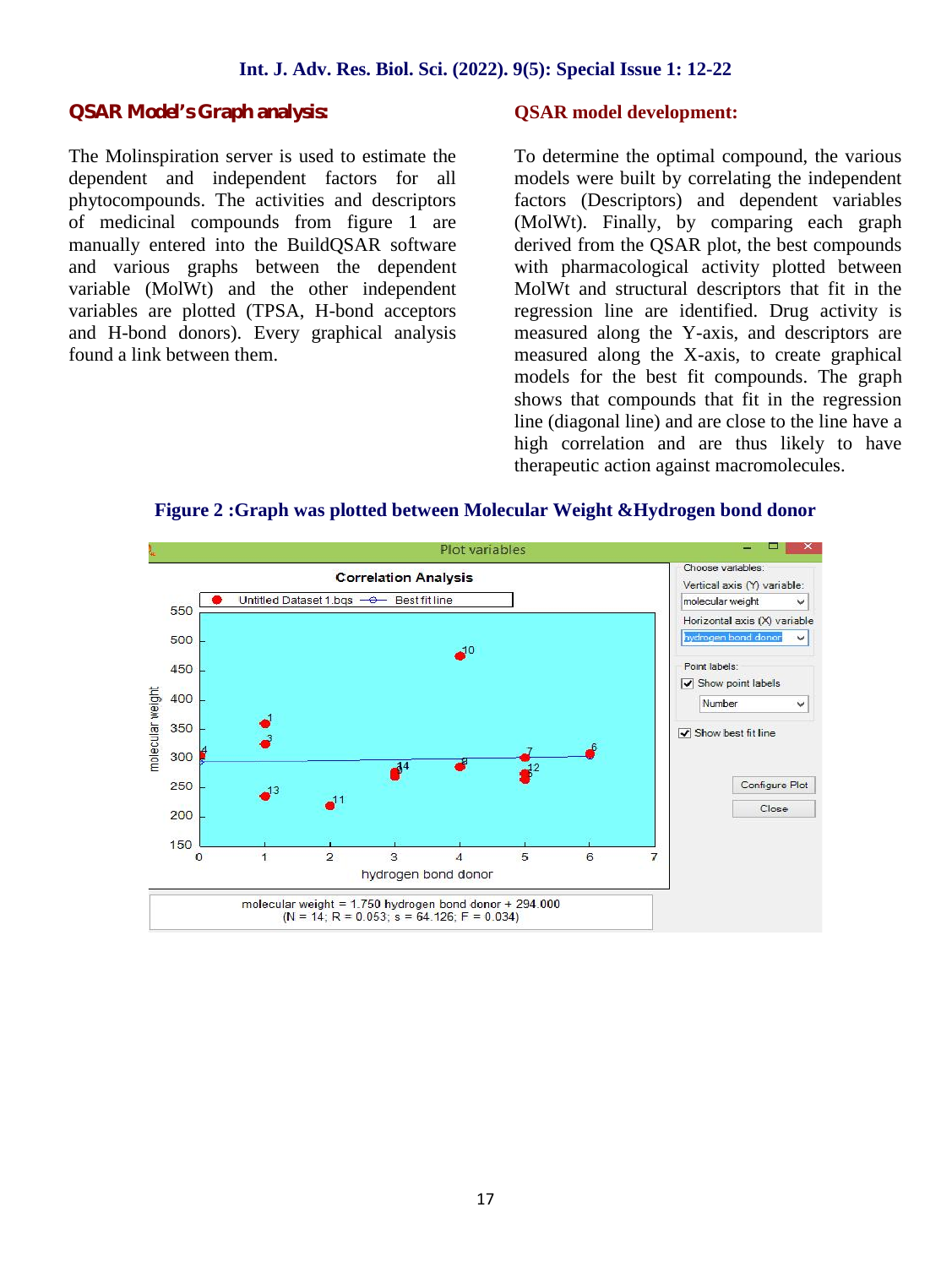## QSAR Model's Graph analysis:

The Molinspiration server is used to estimate the dependent and independent factors for all phytocompounds. The activities and descriptors of medicinal compounds from figure 1 are manually entered into the BuildQSAR software and various graphs between the dependent variable (MolWt) and the other independent variables are plotted (TPSA, H-bond acceptors and H-bond donors). Every graphical analysis found a link between them.

## QSAR model development:

To determine the optimal compound, the various models were built by correlating the independent factors (Descriptors) and dependent variables (MolWt). Finally, by comparing each graph derived from the QSAR plot, the best compounds with pharmacological activity plotted between MolWt and structural descriptors that fit in the regression line are identified. Drug activity is measured along the Y-axis, and descriptors are measured along the X-axis, to create graphical models for the best fit compounds. The graph shows that compounds that fit in the regression line (diagonal line) and are close to the line have a high correlation and are thus likely to have therapeutic action against macromolecules.

**Figure 2 :Graph was plotted between Molecular Weight &Hydrogen bond donor**

molecular weight = 1.750 hydrogen bond donor + 294.000
(N = 14; R = 0.053; s = 64.126; F = 0.034)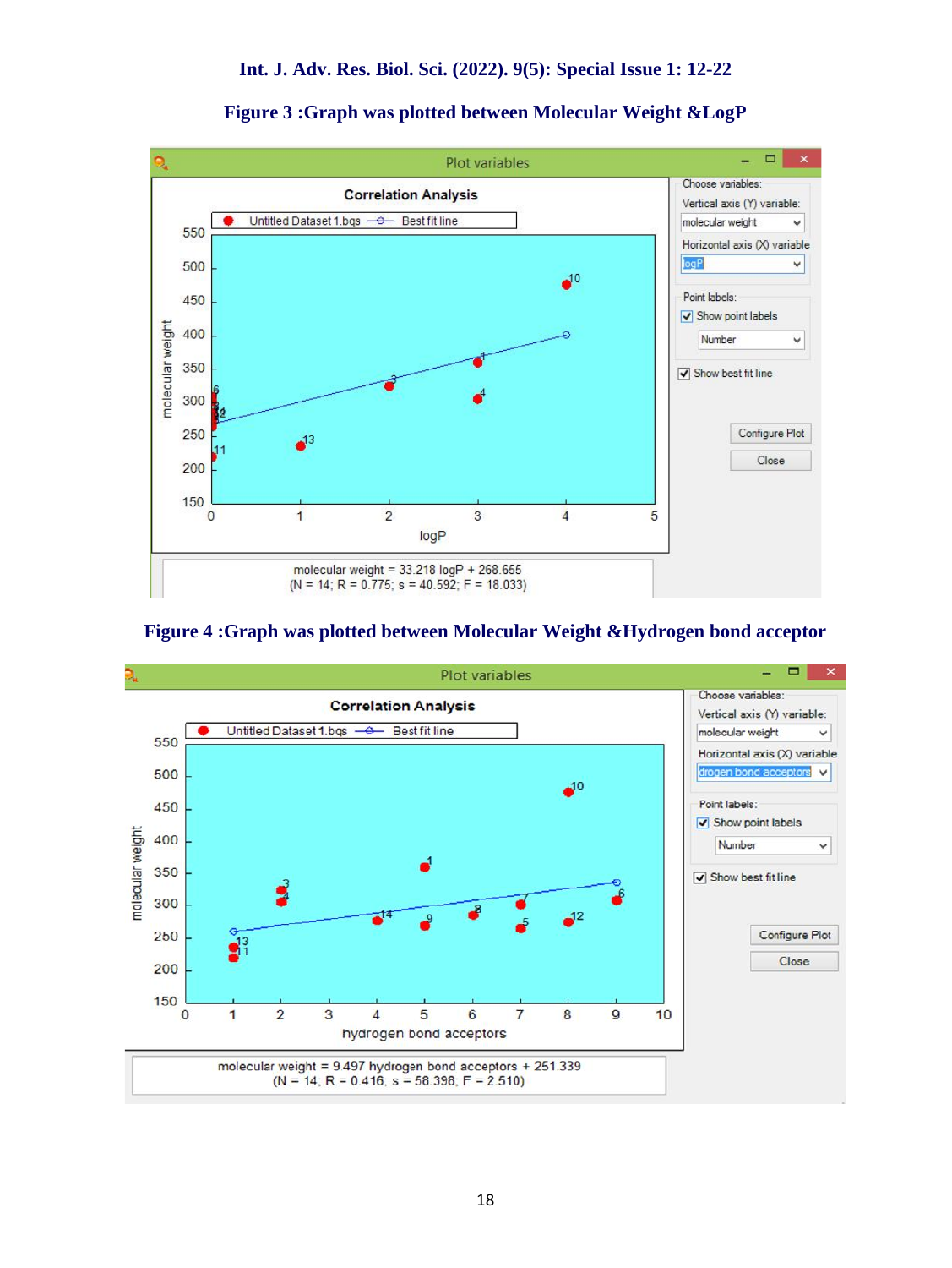**Figure 3 :Graph was plotted between Molecular Weight &LogP**

molecular weight = 33.218 logP + 268.655
(N = 14; R = 0.775; s = 40.592; F = 18.033)

**Figure 4 :Graph was plotted between Molecular Weight &Hydrogen bond acceptor**

molecular weight = 9.497 hydrogen bond acceptors + 251.339
(N = 14; R = 0.416; s = 58.398; F = 2.510)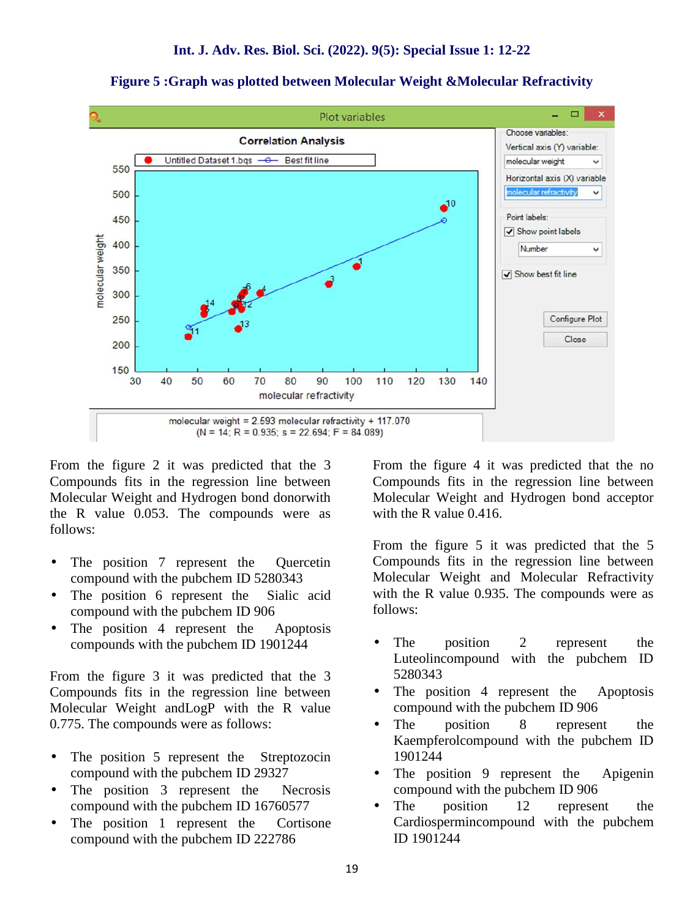**Figure 5 :Graph was plotted between Molecular Weight &Molecular Refractivity**

From the figure 2 it was predicted that the 3 Compounds fits in the regression line between Molecular Weight and Hydrogen bond donorwith the R value 0.053. The compounds were as follows:

- The position 7 represent the Quercetin compound with the pubchem ID 5280343
- The position 6 represent the Sialic acid compound with the pubchem ID 906
- The position 4 represent the Apoptosis compounds with the pubchem ID 1901244

From the figure 3 it was predicted that the 3 Compounds fits in the regression line between Molecular Weight andLogP with the R value 0.775. The compounds were as follows:

- The position 5 represent the Streptozocin compound with the pubchem ID 29327
- The position 3 represent the Necrosis compound with the pubchem ID 16760577
- The position 1 represent the Cortisone compound with the pubchem ID 222786

From the figure 4 it was predicted that the no Compounds fits in the regression line between Molecular Weight and Hydrogen bond acceptor with the R value 0.416.

From the figure 5 it was predicted that the 5 Compounds fits in the regression line between Molecular Weight and Molecular Refractivity with the R value 0.935. The compounds were as follows:

- The position 2 represent the Luteolincompound with the pubchem ID 5280343
- The position 4 represent the Apoptosis compound with the pubchem ID 906
- The position 8 represent the Kaempferolcompound with the pubchem ID 1901244
- The position 9 represent the Apigenin compound with the pubchem ID 906
- The position 12 represent the Cardiospermincompound with the pubchem ID 1901244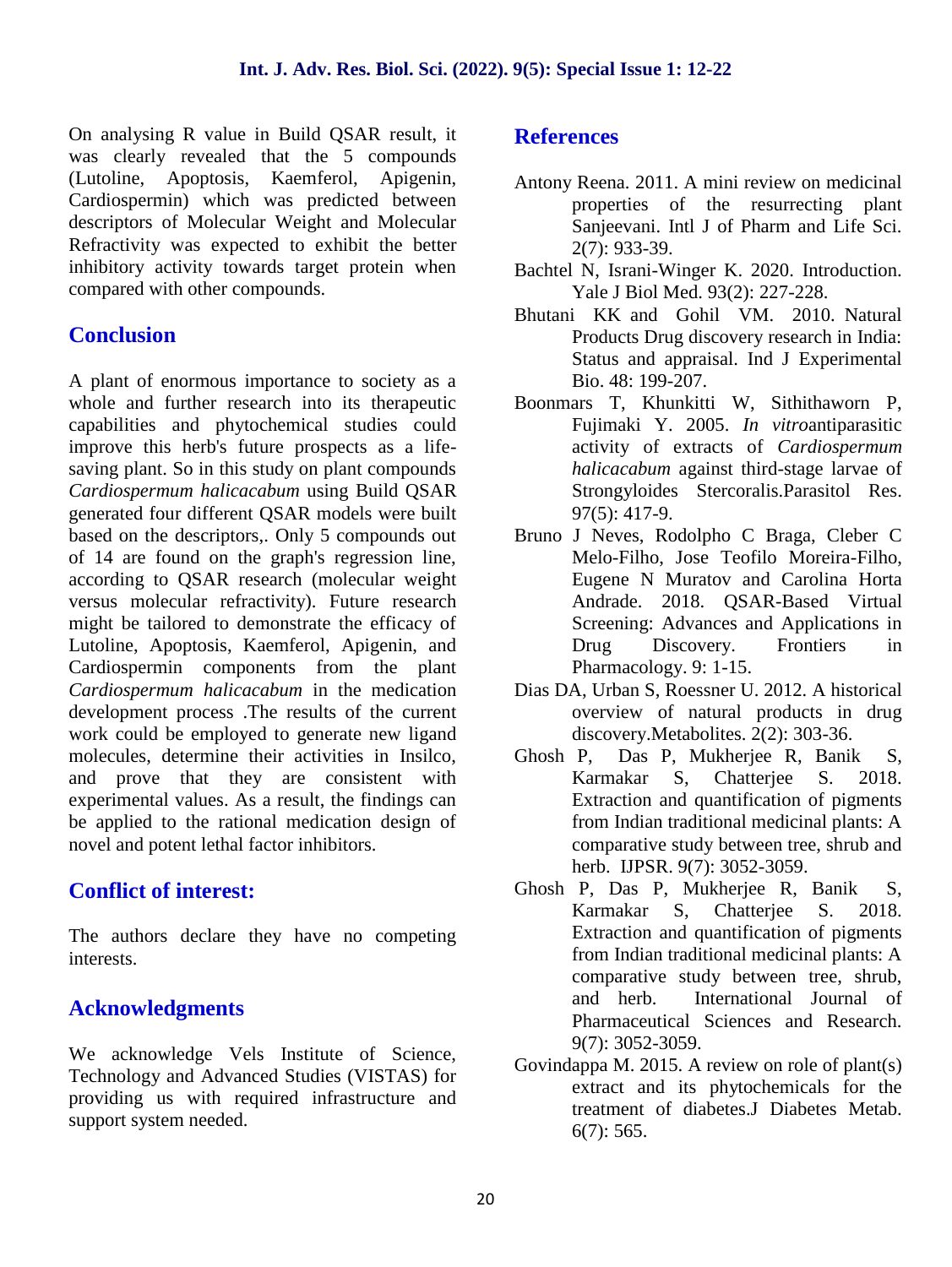On analysing R value in Build QSAR result, it was clearly revealed that the 5 compounds (Lutoline, Apoptosis, Kaemferol, Apigenin, Cardiospermin) which was predicted between descriptors of Molecular Weight and Molecular Refractivity was expected to exhibit the better inhibitory activity towards target protein when compared with other compounds.

## Conclusion

A plant of enormous importance to society as a whole and further research into its therapeutic capabilities and phytochemical studies could improve this herb's future prospects as a life-saving plant. So in this study on plant compounds *Cardiospermum halicacabum* using Build QSAR generated four different QSAR models were built based on the descriptors,. Only 5 compounds out of 14 are found on the graph's regression line, according to QSAR research (molecular weight versus molecular refractivity). Future research might be tailored to demonstrate the efficacy of Lutoline, Apoptosis, Kaemferol, Apigenin, and Cardiospermin components from the plant *Cardiospermum halicacabum* in the medication development process .The results of the current work could be employed to generate new ligand molecules, determine their activities in Insilco, and prove that they are consistent with experimental values. As a result, the findings can be applied to the rational medication design of novel and potent lethal factor inhibitors.

## Conflict of interest:

The authors declare they have no competing interests.

## Acknowledgments

We acknowledge Vels Institute of Science, Technology and Advanced Studies (VISTAS) for providing us with required infrastructure and support system needed.

## References

Antony Reena. 2011. A mini review on medicinal properties of the resurrecting plant Sanjeevani. Intl J of Pharm and Life Sci. 2(7): 933-39.

Bachtel N, Israni-Winger K. 2020. Introduction. Yale J Biol Med. 93(2): 227-228.

Bhutani KK and Gohil VM. 2010. Natural Products Drug discovery research in India: Status and appraisal. Ind J Experimental Bio. 48: 199-207.

Boonmars T, Khunkitti W, Sithithaworn P, Fujimaki Y. 2005. *In vitro*antiparasitic activity of extracts of *Cardiospermum halicacabum* against third-stage larvae of Strongyloides Stercoralis.Parasitol Res. 97(5): 417-9.

Bruno J Neves, Rodolpho C Braga, Cleber C Melo-Filho, Jose Teofilo Moreira-Filho, Eugene N Muratov and Carolina Horta Andrade. 2018. QSAR-Based Virtual Screening: Advances and Applications in Drug Discovery. Frontiers in Pharmacology. 9: 1-15.

Dias DA, Urban S, Roessner U. 2012. A historical overview of natural products in drug discovery.Metabolites. 2(2): 303-36.

Ghosh P, Das P, Mukherjee R, Banik S, Karmakar S, Chatterjee S. 2018. Extraction and quantification of pigments from Indian traditional medicinal plants: A comparative study between tree, shrub and herb. IJPSR. 9(7): 3052-3059.

Ghosh P, Das P, Mukherjee R, Banik S, Karmakar S, Chatterjee S. 2018. Extraction and quantification of pigments from Indian traditional medicinal plants: A comparative study between tree, shrub, and herb. International Journal of Pharmaceutical Sciences and Research. 9(7): 3052-3059.

Govindappa M. 2015. A review on role of plant(s) extract and its phytochemicals for the treatment of diabetes.J Diabetes Metab. 6(7): 565.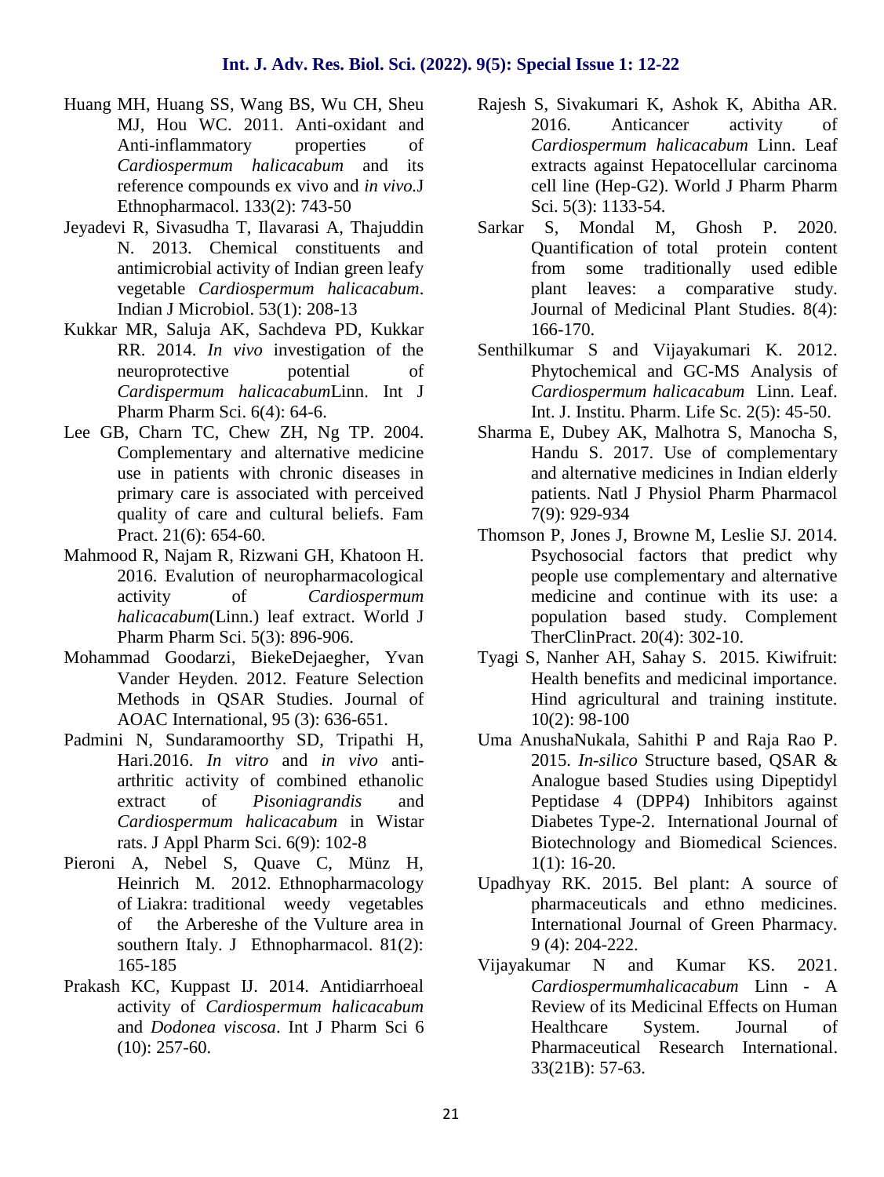Huang MH, Huang SS, Wang BS, Wu CH, Sheu MJ, Hou WC. 2011. Anti-oxidant and Anti-inflammatory properties of *Cardiospermum halicacabum* and its reference compounds ex vivo and *in vivo*.J Ethnopharmacol. 133(2): 743-50

Jeyadevi R, Sivasudha T, Ilavarasi A, Thajuddin N. 2013. Chemical constituents and antimicrobial activity of Indian green leafy vegetable *Cardiospermum halicacabum*. Indian J Microbiol. 53(1): 208-13

Kukkar MR, Saluja AK, Sachdeva PD, Kukkar RR. 2014. *In vivo* investigation of the neuroprotective potential of *Cardispermum halicacabum*Linn. Int J Pharm Pharm Sci. 6(4): 64-6.

Lee GB, Charn TC, Chew ZH, Ng TP. 2004. Complementary and alternative medicine use in patients with chronic diseases in primary care is associated with perceived quality of care and cultural beliefs. Fam Pract. 21(6): 654-60.

Mahmood R, Najam R, Rizwani GH, Khatoon H. 2016. Evalution of neuropharmacological activity of *Cardiospermum halicacabum*(Linn.) leaf extract. World J Pharm Pharm Sci. 5(3): 896-906.

Mohammad Goodarzi, BiekeDejaegher, Yvan Vander Heyden. 2012. Feature Selection Methods in QSAR Studies. Journal of AOAC International, 95 (3): 636-651.

Padmini N, Sundaramoorthy SD, Tripathi H, Hari.2016. *In vitro* and *in vivo* anti-arthritic activity of combined ethanolic extract of *Pisoniagrandis* and *Cardiospermum halicacabum* in Wistar rats. J Appl Pharm Sci. 6(9): 102-8

Pieroni A, Nebel S, Quave C, Münz H, Heinrich M. 2012. Ethnopharmacology of Liakra: traditional weedy vegetables of the Arbereshe of the Vulture area in southern Italy. J Ethnopharmacol. 81(2): 165-185

Prakash KC, Kuppast IJ. 2014. Antidiarrhoeal activity of *Cardiospermum halicacabum* and *Dodonea viscosa*. Int J Pharm Sci 6 (10): 257-60.

Rajesh S, Sivakumari K, Ashok K, Abitha AR. 2016. Anticancer activity of *Cardiospermum halicacabum* Linn. Leaf extracts against Hepatocellular carcinoma cell line (Hep-G2). World J Pharm Pharm Sci. 5(3): 1133-54.

Sarkar S, Mondal M, Ghosh P. 2020. Quantification of total protein content from some traditionally used edible plant leaves: a comparative study. Journal of Medicinal Plant Studies. 8(4): 166-170.

Senthilkumar S and Vijayakumari K. 2012. Phytochemical and GC-MS Analysis of *Cardiospermum halicacabum* Linn. Leaf. Int. J. Institu. Pharm. Life Sc. 2(5): 45-50.

Sharma E, Dubey AK, Malhotra S, Manocha S, Handu S. 2017. Use of complementary and alternative medicines in Indian elderly patients. Natl J Physiol Pharm Pharmacol 7(9): 929-934

Thomson P, Jones J, Browne M, Leslie SJ. 2014. Psychosocial factors that predict why people use complementary and alternative medicine and continue with its use: a population based study. Complement TherClinPract. 20(4): 302-10.

Tyagi S, Nanher AH, Sahay S. 2015. Kiwifruit: Health benefits and medicinal importance. Hind agricultural and training institute. 10(2): 98-100

Uma AnushaNukala, Sahithi P and Raja Rao P. 2015. *In-silico* Structure based, QSAR & Analogue based Studies using Dipeptidyl Peptidase 4 (DPP4) Inhibitors against Diabetes Type-2. International Journal of Biotechnology and Biomedical Sciences. 1(1): 16-20.

Upadhyay RK. 2015. Bel plant: A source of pharmaceuticals and ethno medicines. International Journal of Green Pharmacy. 9 (4): 204-222.

Vijayakumar N and Kumar KS. 2021. *Cardiospermumhalicacabum* Linn - A Review of its Medicinal Effects on Human Healthcare System. Journal of Pharmaceutical Research International. 33(21B): 57-63.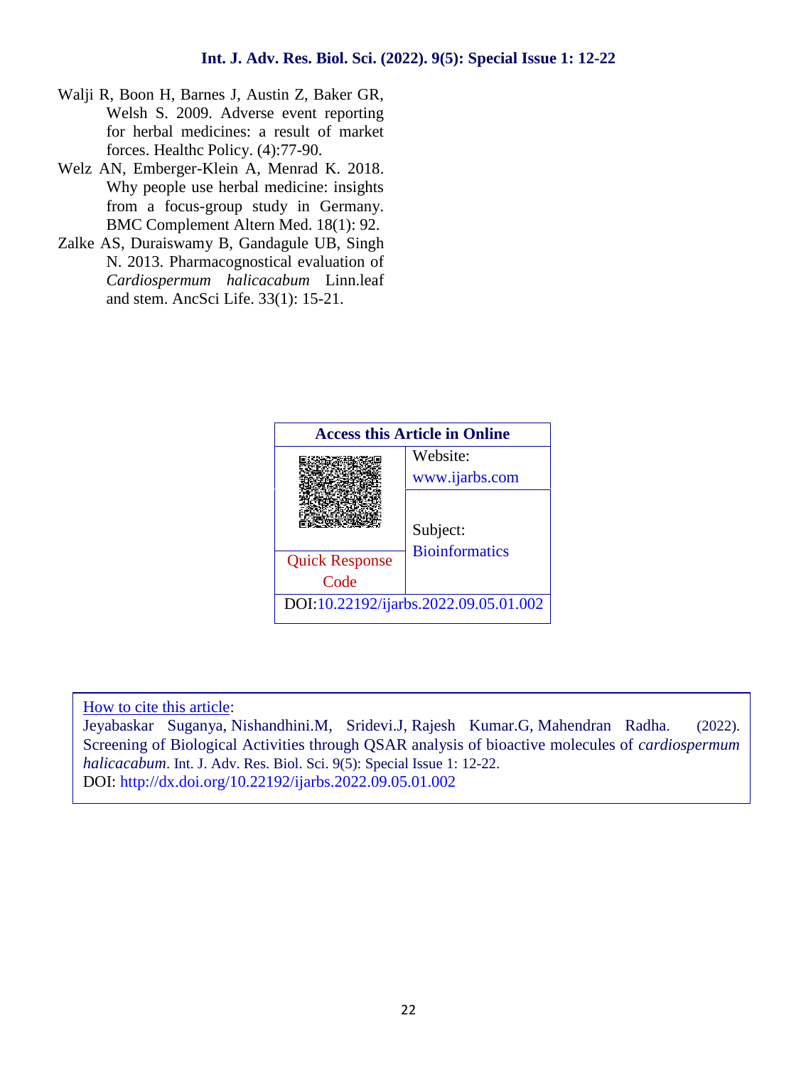Walji R, Boon H, Barnes J, Austin Z, Baker GR, Welsh S. 2009. Adverse event reporting for herbal medicines: a result of market forces. Healthc Policy. (4):77-90.

Welz AN, Emberger-Klein A, Menrad K. 2018. Why people use herbal medicine: insights from a focus-group study in Germany. BMC Complement Altern Med. 18(1): 92.

Zalke AS, Duraiswamy B, Gandagule UB, Singh N. 2013. Pharmacognostical evaluation of *Cardiospermum halicacabum* Linn.leaf and stem. AncSci Life. 33(1): 15-21.

| Access this Article in Online | |
|---|---|
| | Website: www.ijarbs.com |
| Quick Response Code | Subject: Bioinformatics |
| DOI:10.22192/ijarbs.2022.09.05.01.002 | |

How to cite this article:

Jeyabaskar Suganya, Nishandhini.M, Sridevi.J, Rajesh Kumar.G, Mahendran Radha. (2022). Screening of Biological Activities through QSAR analysis of bioactive molecules of *cardiospermum halicacabum*. Int. J. Adv. Res. Biol. Sci. 9(5): Special Issue 1: 12-22.
DOI: http://dx.doi.org/10.22192/ijarbs.2022.09.05.01.002